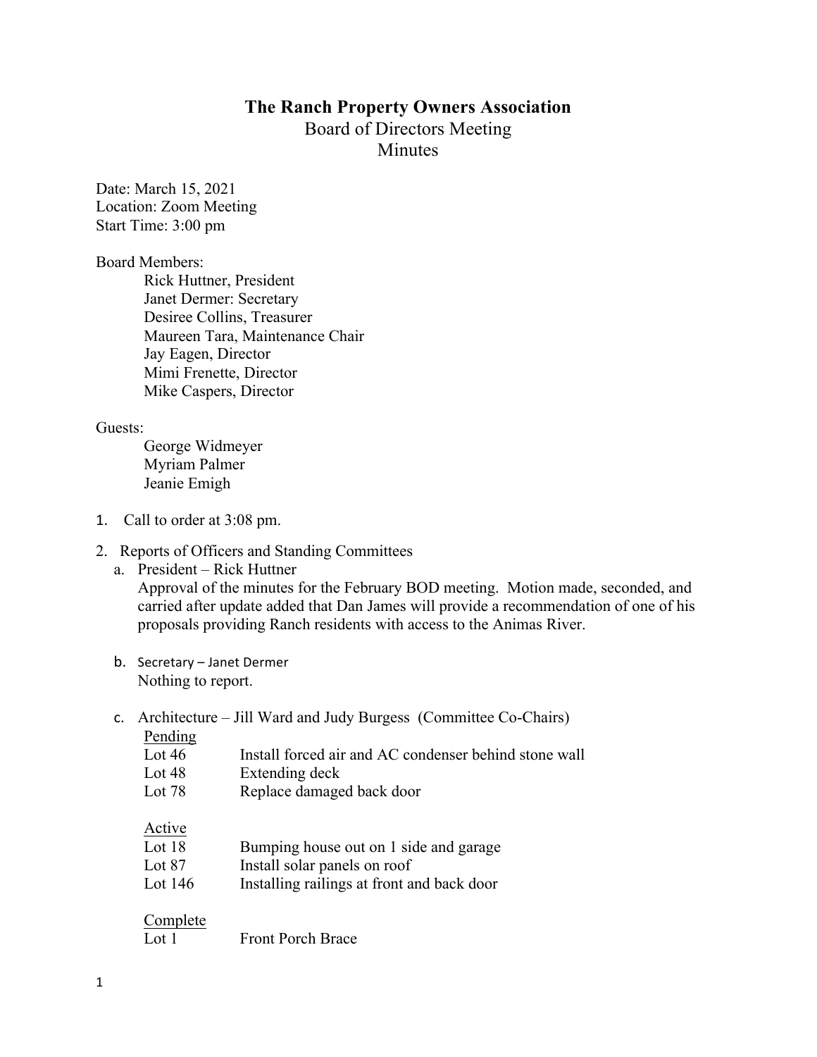# The Ranch Property Owners Association

## Board of Directors Meeting
## Minutes

Date: March 15, 2021
Location: Zoom Meeting
Start Time: 3:00 pm

Board Members:

- Rick Huttner, President
- Janet Dermer: Secretary
- Desiree Collins, Treasurer
- Maureen Tara, Maintenance Chair
- Jay Eagen, Director
- Mimi Frenette, Director
- Mike Caspers, Director

Guests:

- George Widmeyer
- Myriam Palmer
- Jeanie Emigh

1. Call to order at 3:08 pm.

2. Reports of Officers and Standing Committees

   a. President – Rick Huttner
   Approval of the minutes for the February BOD meeting. Motion made, seconded, and carried after update added that Dan James will provide a recommendation of one of his proposals providing Ranch residents with access to the Animas River.

   b. Secretary – Janet Dermer
   Nothing to report.

   c. Architecture – Jill Ward and Judy Burgess (Committee Co-Chairs)

   Pending

   | | |
   |---|---|
   | Lot 46 | Install forced air and AC condenser behind stone wall |
   | Lot 48 | Extending deck |
   | Lot 78 | Replace damaged back door |

   Active

   | | |
   |---|---|
   | Lot 18 | Bumping house out on 1 side and garage |
   | Lot 87 | Install solar panels on roof |
   | Lot 146 | Installing railings at front and back door |

   Complete

   | | |
   |---|---|
   | Lot 1 | Front Porch Brace |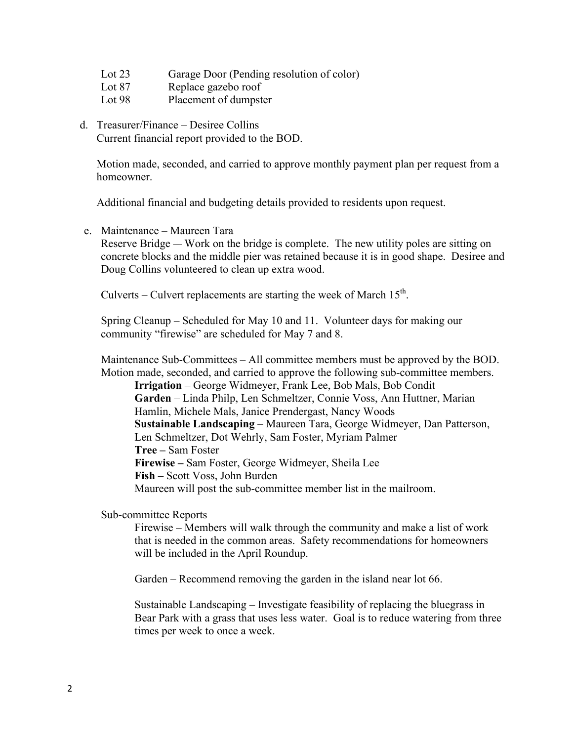| | |
|---|---|
| Lot 23 | Garage Door (Pending resolution of color) |
| Lot 87 | Replace gazebo roof |
| Lot 98 | Placement of dumpster |

d. Treasurer/Finance – Desiree Collins
   Current financial report provided to the BOD.

   Motion made, seconded, and carried to approve monthly payment plan per request from a homeowner.

   Additional financial and budgeting details provided to residents upon request.

e. Maintenance – Maureen Tara
   Reserve Bridge –- Work on the bridge is complete. The new utility poles are sitting on concrete blocks and the middle pier was retained because it is in good shape. Desiree and Doug Collins volunteered to clean up extra wood.

   Culverts – Culvert replacements are starting the week of March 15th.

   Spring Cleanup – Scheduled for May 10 and 11. Volunteer days for making our community "firewise" are scheduled for May 7 and 8.

   Maintenance Sub-Committees – All committee members must be approved by the BOD. Motion made, seconded, and carried to approve the following sub-committee members.

   - **Irrigation** – George Widmeyer, Frank Lee, Bob Mals, Bob Condit
   - **Garden** – Linda Philp, Len Schmeltzer, Connie Voss, Ann Huttner, Marian Hamlin, Michele Mals, Janice Prendergast, Nancy Woods
   - **Sustainable Landscaping** – Maureen Tara, George Widmeyer, Dan Patterson, Len Schmeltzer, Dot Wehrly, Sam Foster, Myriam Palmer
   - **Tree –** Sam Foster
   - **Firewise –** Sam Foster, George Widmeyer, Sheila Lee
   - **Fish –** Scott Voss, John Burden

   Maureen will post the sub-committee member list in the mailroom.

   Sub-committee Reports

   Firewise – Members will walk through the community and make a list of work that is needed in the common areas. Safety recommendations for homeowners will be included in the April Roundup.

   Garden – Recommend removing the garden in the island near lot 66.

   Sustainable Landscaping – Investigate feasibility of replacing the bluegrass in Bear Park with a grass that uses less water. Goal is to reduce watering from three times per week to once a week.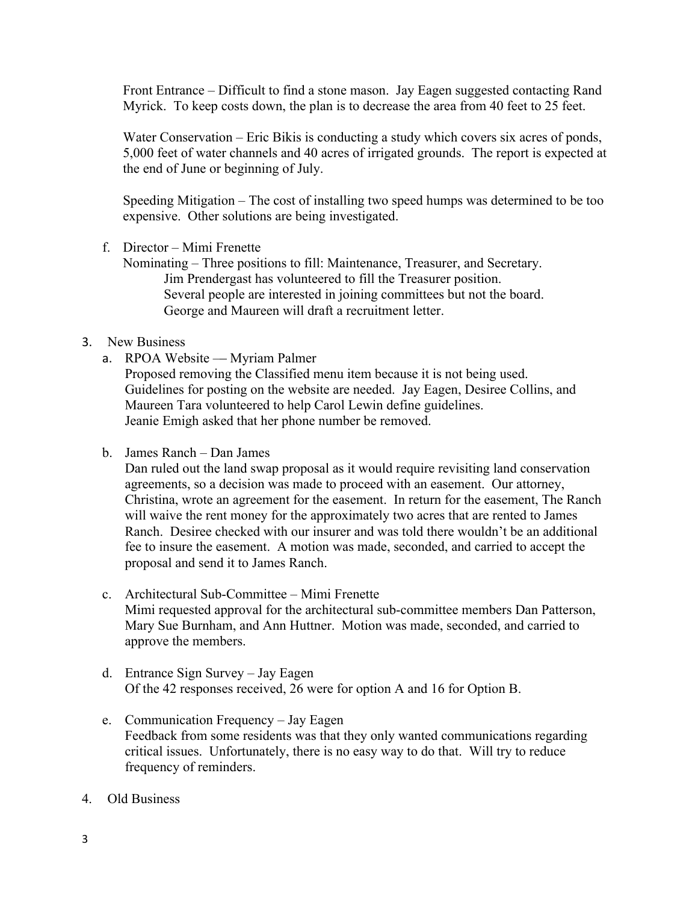Front Entrance – Difficult to find a stone mason. Jay Eagen suggested contacting Rand Myrick. To keep costs down, the plan is to decrease the area from 40 feet to 25 feet.

Water Conservation – Eric Bikis is conducting a study which covers six acres of ponds, 5,000 feet of water channels and 40 acres of irrigated grounds. The report is expected at the end of June or beginning of July.

Speeding Mitigation – The cost of installing two speed humps was determined to be too expensive. Other solutions are being investigated.

f. Director – Mimi Frenette
   Nominating – Three positions to fill: Maintenance, Treasurer, and Secretary.
      Jim Prendergast has volunteered to fill the Treasurer position.
      Several people are interested in joining committees but not the board.
      George and Maureen will draft a recruitment letter.

3. New Business
   a. RPOA Website — Myriam Palmer
      Proposed removing the Classified menu item because it is not being used.
      Guidelines for posting on the website are needed. Jay Eagen, Desiree Collins, and Maureen Tara volunteered to help Carol Lewin define guidelines.
      Jeanie Emigh asked that her phone number be removed.

   b. James Ranch – Dan James
      Dan ruled out the land swap proposal as it would require revisiting land conservation agreements, so a decision was made to proceed with an easement. Our attorney, Christina, wrote an agreement for the easement. In return for the easement, The Ranch will waive the rent money for the approximately two acres that are rented to James Ranch. Desiree checked with our insurer and was told there wouldn't be an additional fee to insure the easement. A motion was made, seconded, and carried to accept the proposal and send it to James Ranch.

   c. Architectural Sub-Committee – Mimi Frenette
      Mimi requested approval for the architectural sub-committee members Dan Patterson, Mary Sue Burnham, and Ann Huttner. Motion was made, seconded, and carried to approve the members.

   d. Entrance Sign Survey – Jay Eagen
      Of the 42 responses received, 26 were for option A and 16 for Option B.

   e. Communication Frequency – Jay Eagen
      Feedback from some residents was that they only wanted communications regarding critical issues. Unfortunately, there is no easy way to do that. Will try to reduce frequency of reminders.

4. Old Business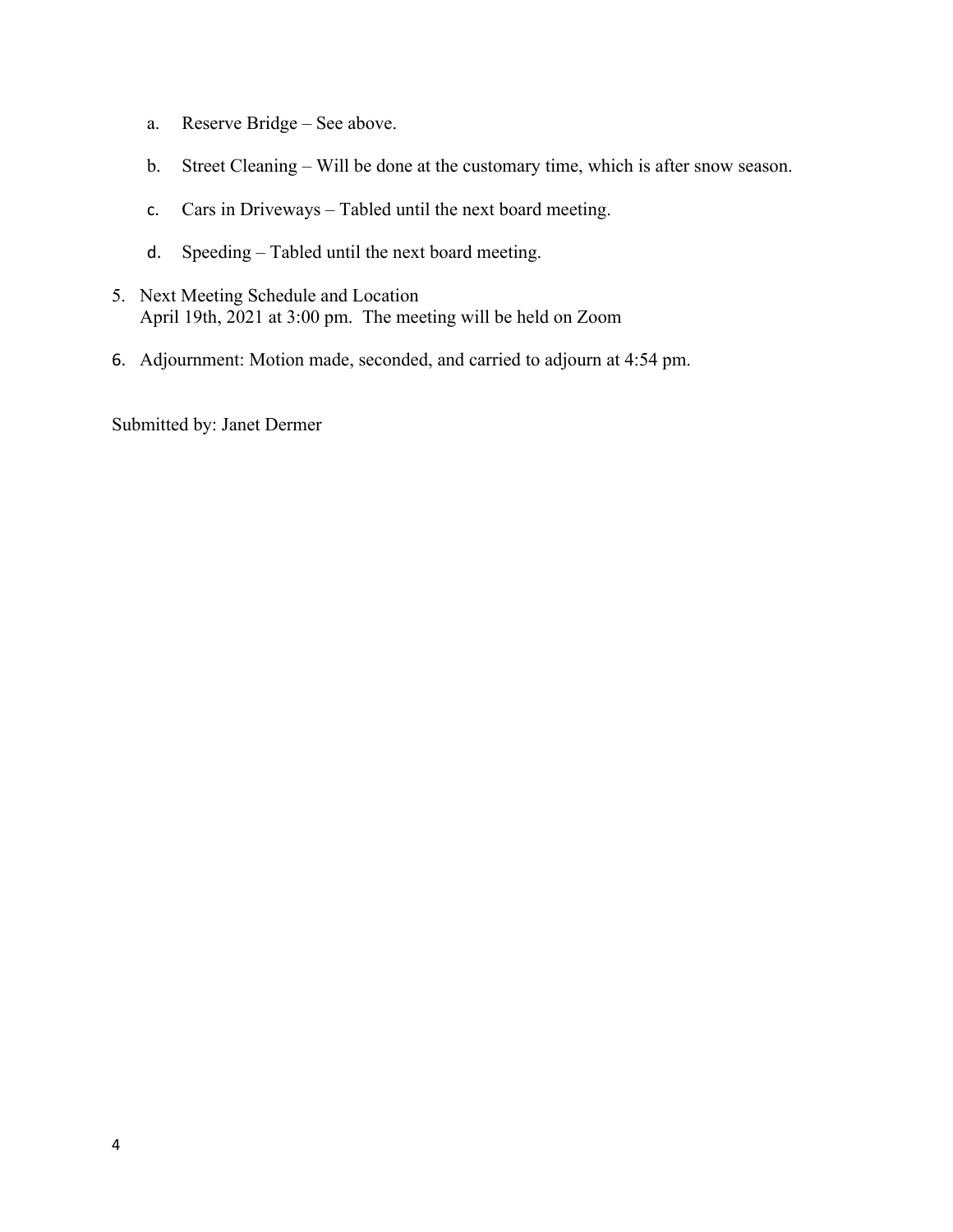a. Reserve Bridge – See above.

b. Street Cleaning – Will be done at the customary time, which is after snow season.

c. Cars in Driveways – Tabled until the next board meeting.

d. Speeding – Tabled until the next board meeting.

5. Next Meeting Schedule and Location
   April 19th, 2021 at 3:00 pm. The meeting will be held on Zoom

6. Adjournment: Motion made, seconded, and carried to adjourn at 4:54 pm.

Submitted by: Janet Dermer